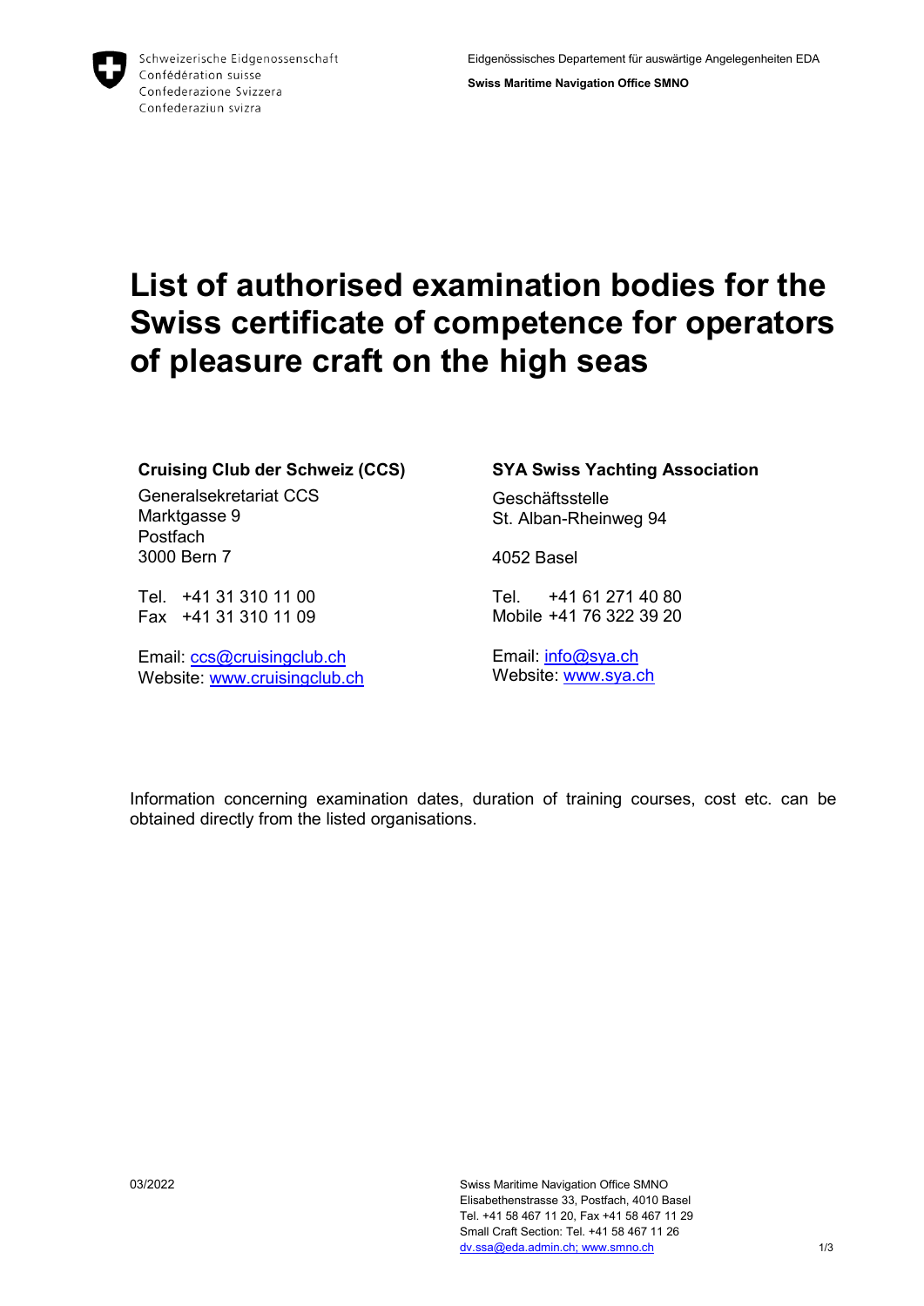Schweizerische Eidgenossenschaft
Confédération suisse
Confederazione Svizzera
Confederaziun svizra

Eidgenössisches Departement für auswärtige Angelegenheiten EDA

**Swiss Maritime Navigation Office SMNO**

# List of authorised examination bodies for the Swiss certificate of competence for operators of pleasure craft on the high seas

**Cruising Club der Schweiz (CCS)**

Generalsekretariat CCS
Marktgasse 9
Postfach
3000 Bern 7

Tel. +41 31 310 11 00
Fax +41 31 310 11 09

Email: ccs@cruisingclub.ch
Website: www.cruisingclub.ch

**SYA Swiss Yachting Association**

Geschäftsstelle
St. Alban-Rheinweg 94

4052 Basel

Tel. +41 61 271 40 80
Mobile +41 76 322 39 20

Email: info@sya.ch
Website: www.sya.ch

Information concerning examination dates, duration of training courses, cost etc. can be obtained directly from the listed organisations.

03/2022

Swiss Maritime Navigation Office SMNO
Elisabethenstrasse 33, Postfach, 4010 Basel
Tel. +41 58 467 11 20, Fax +41 58 467 11 29
Small Craft Section: Tel. +41 58 467 11 26
dv.ssa@eda.admin.ch; www.smno.ch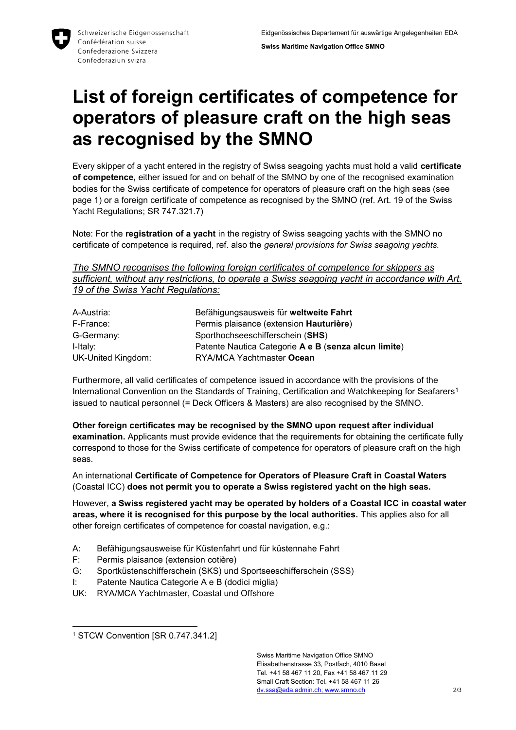# List of foreign certificates of competence for operators of pleasure craft on the high seas as recognised by the SMNO

Every skipper of a yacht entered in the registry of Swiss seagoing yachts must hold a valid **certificate of competence,** either issued for and on behalf of the SMNO by one of the recognised examination bodies for the Swiss certificate of competence for operators of pleasure craft on the high seas (see page 1) or a foreign certificate of competence as recognised by the SMNO (ref. Art. 19 of the Swiss Yacht Regulations; SR 747.321.7)

Note: For the **registration of a yacht** in the registry of Swiss seagoing yachts with the SMNO no certificate of competence is required, ref. also the *general provisions for Swiss seagoing yachts.*

*The SMNO recognises the following foreign certificates of competence for skippers as sufficient, without any restrictions, to operate a Swiss seagoing yacht in accordance with Art. 19 of the Swiss Yacht Regulations:*

| | |
|---|---|
| A-Austria: | Befähigungsausweis für **weltweite Fahrt** |
| F-France: | Permis plaisance (extension **Hauturière**) |
| G-Germany: | Sporthochseeschifferschein (**SHS**) |
| I-Italy: | Patente Nautica Categorie **A e B** (**senza alcun limite**) |
| UK-United Kingdom: | RYA/MCA Yachtmaster **Ocean** |

Furthermore, all valid certificates of competence issued in accordance with the provisions of the International Convention on the Standards of Training, Certification and Watchkeeping for Seafarers[1] issued to nautical personnel (= Deck Officers & Masters) are also recognised by the SMNO.

**Other foreign certificates may be recognised by the SMNO upon request after individual examination.** Applicants must provide evidence that the requirements for obtaining the certificate fully correspond to those for the Swiss certificate of competence for operators of pleasure craft on the high seas.

An international **Certificate of Competence for Operators of Pleasure Craft in Coastal Waters** (Coastal ICC) **does not permit you to operate a Swiss registered yacht on the high seas.**

However, **a Swiss registered yacht may be operated by holders of a Coastal ICC in coastal water areas, where it is recognised for this purpose by the local authorities.** This applies also for all other foreign certificates of competence for coastal navigation, e.g.:

- A: Befähigungsausweise für Küstenfahrt und für küstennahe Fahrt
- F: Permis plaisance (extension cotière)
- G: Sportküstenschifferschein (SKS) und Sportseeschifferschein (SSS)
- I: Patente Nautica Categorie A e B (dodici miglia)
- UK: RYA/MCA Yachtmaster, Coastal und Offshore

[1] STCW Convention [SR 0.747.341.2]

Swiss Maritime Navigation Office SMNO
Elisabethenstrasse 33, Postfach, 4010 Basel
Tel. +41 58 467 11 20, Fax +41 58 467 11 29
Small Craft Section: Tel. +41 58 467 11 26
dv.ssa@eda.admin.ch; www.smno.ch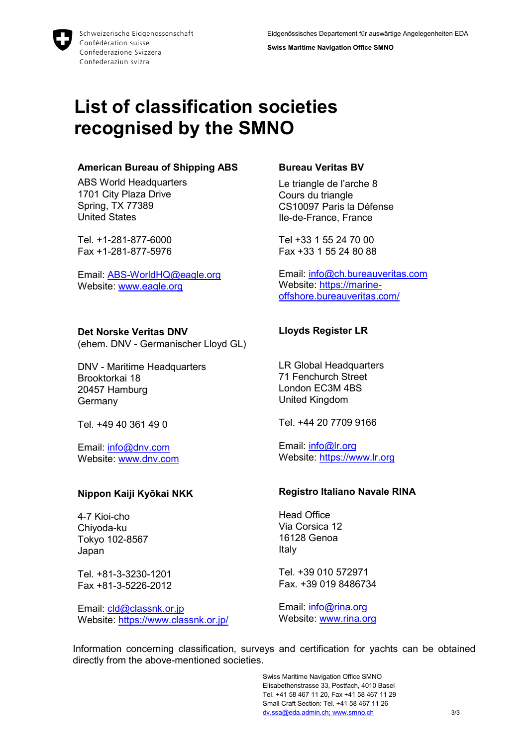Schweizerische Eidgenossenschaft
Confédération suisse
Confederazione Svizzera
Confederaziun svizra

Eidgenössisches Departement für auswärtige Angelegenheiten EDA

**Swiss Maritime Navigation Office SMNO**

# List of classification societies recognised by the SMNO

### American Bureau of Shipping ABS

ABS World Headquarters
1701 City Plaza Drive
Spring, TX 77389
United States

Tel. +1-281-877-6000
Fax +1-281-877-5976

Email: ABS-WorldHQ@eagle.org
Website: www.eagle.org

### Bureau Veritas BV

Le triangle de l'arche 8
Cours du triangle
CS10097 Paris la Défense
Ile-de-France, France

Tel +33 1 55 24 70 00
Fax +33 1 55 24 80 88

Email: info@ch.bureauveritas.com
Website: https://marine-offshore.bureauveritas.com/

### Det Norske Veritas DNV

(ehem. DNV - Germanischer Lloyd GL)

DNV - Maritime Headquarters
Brooktorkai 18
20457 Hamburg
Germany

Tel. +49 40 361 49 0

Email: info@dnv.com
Website: www.dnv.com

### Lloyds Register LR

LR Global Headquarters
71 Fenchurch Street
London EC3M 4BS
United Kingdom

Tel. +44 20 7709 9166

Email: info@lr.org
Website: https://www.lr.org

### Nippon Kaiji Kyōkai NKK

4-7 Kioi-cho
Chiyoda-ku
Tokyo 102-8567
Japan

Tel. +81-3-3230-1201
Fax +81-3-5226-2012

Email: cld@classnk.or.jp
Website: https://www.classnk.or.jp/

### Registro Italiano Navale RINA

Head Office
Via Corsica 12
16128 Genoa
Italy

Tel. +39 010 572971
Fax. +39 019 8486734

Email: info@rina.org
Website: www.rina.org

Information concerning classification, surveys and certification for yachts can be obtained directly from the above-mentioned societies.

Swiss Maritime Navigation Office SMNO
Elisabethenstrasse 33, Postfach, 4010 Basel
Tel. +41 58 467 11 20, Fax +41 58 467 11 29
Small Craft Section: Tel. +41 58 467 11 26
dv.ssa@eda.admin.ch; www.smno.ch